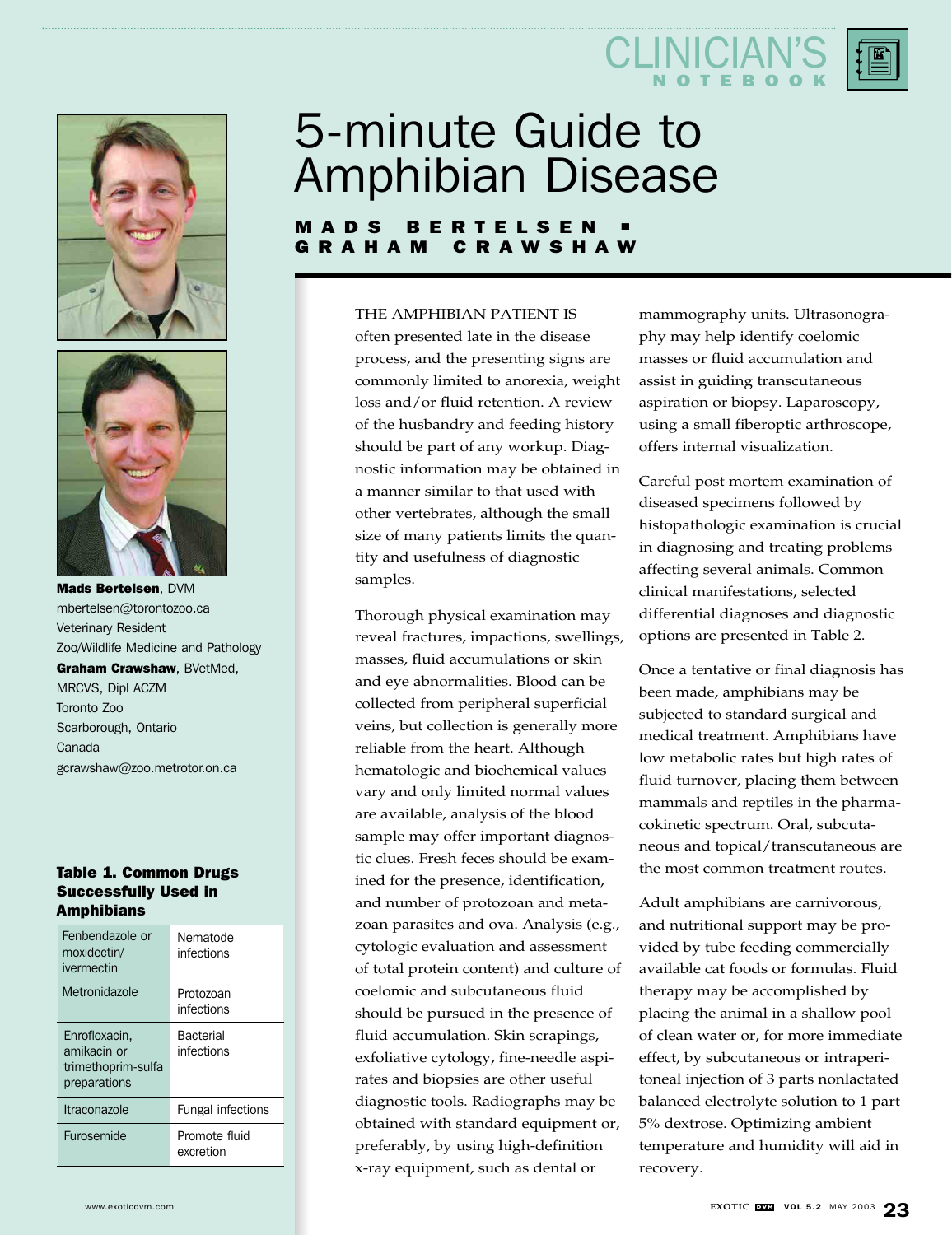# 5-minute Guide to Amphibian Disease

**MADS BERTELSEN ▪ GRAHAM CRAWSHAW**

**Mads Bertelsen**, DVM
mbertelsen@torontozoo.ca
Veterinary Resident
Zoo/Wildlife Medicine and Pathology

**Graham Crawshaw**, BVetMed, MRCVS, Dipl ACZM
Toronto Zoo
Scarborough, Ontario
Canada
gcrawshaw@zoo.metrotor.on.ca

THE AMPHIBIAN PATIENT IS often presented late in the disease process, and the presenting signs are commonly limited to anorexia, weight loss and/or fluid retention. A review of the husbandry and feeding history should be part of any workup. Diagnostic information may be obtained in a manner similar to that used with other vertebrates, although the small size of many patients limits the quantity and usefulness of diagnostic samples.

Thorough physical examination may reveal fractures, impactions, swellings, masses, fluid accumulations or skin and eye abnormalities. Blood can be collected from peripheral superficial veins, but collection is generally more reliable from the heart. Although hematologic and biochemical values vary and only limited normal values are available, analysis of the blood sample may offer important diagnostic clues. Fresh feces should be examined for the presence, identification, and number of protozoan and metazoan parasites and ova. Analysis (e.g., cytologic evaluation and assessment of total protein content) and culture of coelomic and subcutaneous fluid should be pursued in the presence of fluid accumulation. Skin scrapings, exfoliative cytology, fine-needle aspirates and biopsies are other useful diagnostic tools. Radiographs may be obtained with standard equipment or, preferably, by using high-definition x-ray equipment, such as dental or mammography units. Ultrasonography may help identify coelomic masses or fluid accumulation and assist in guiding transcutaneous aspiration or biopsy. Laparoscopy, using a small fiberoptic arthroscope, offers internal visualization.

Careful post mortem examination of diseased specimens followed by histopathologic examination is crucial in diagnosing and treating problems affecting several animals. Common clinical manifestations, selected differential diagnoses and diagnostic options are presented in Table 2.

Once a tentative or final diagnosis has been made, amphibians may be subjected to standard surgical and medical treatment. Amphibians have low metabolic rates but high rates of fluid turnover, placing them between mammals and reptiles in the pharmacokinetic spectrum. Oral, subcutaneous and topical/transcutaneous are the most common treatment routes.

Adult amphibians are carnivorous, and nutritional support may be provided by tube feeding commercially available cat foods or formulas. Fluid therapy may be accomplished by placing the animal in a shallow pool of clean water or, for more immediate effect, by subcutaneous or intraperitoneal injection of 3 parts nonlactated balanced electrolyte solution to 1 part 5% dextrose. Optimizing ambient temperature and humidity will aid in recovery.

**Table 1. Common Drugs Successfully Used in Amphibians**

| Drug | Use |
|---|---|
| Fenbendazole or moxidectin/ ivermectin | Nematode infections |
| Metronidazole | Protozoan infections |
| Enrofloxacin, amikacin or trimethoprim-sulfa preparations | Bacterial infections |
| Itraconazole | Fungal infections |
| Furosemide | Promote fluid excretion |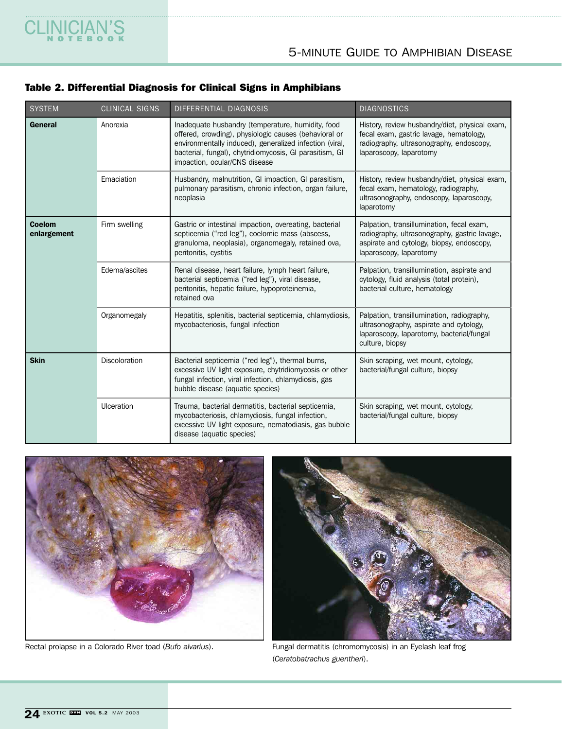## Table 2. Differential Diagnosis for Clinical Signs in Amphibians

| SYSTEM | CLINICAL SIGNS | DIFFERENTIAL DIAGNOSIS | DIAGNOSTICS |
|---|---|---|---|
| **General** | Anorexia | Inadequate husbandry (temperature, humidity, food offered, crowding), physiologic causes (behavioral or environmentally induced), generalized infection (viral, bacterial, fungal), chytridiomycosis, GI parasitism, GI impaction, ocular/CNS disease | History, review husbandry/diet, physical exam, fecal exam, gastric lavage, hematology, radiography, ultrasonography, endoscopy, laparoscopy, laparotomy |
| | Emaciation | Husbandry, malnutrition, GI impaction, GI parasitism, pulmonary parasitism, chronic infection, organ failure, neoplasia | History, review husbandry/diet, physical exam, fecal exam, hematology, radiography, ultrasonography, endoscopy, laparoscopy, laparotomy |
| **Coelom enlargement** | Firm swelling | Gastric or intestinal impaction, overeating, bacterial septicemia ("red leg"), coelomic mass (abscess, granuloma, neoplasia), organomegaly, retained ova, peritonitis, cystitis | Palpation, transillumination, fecal exam, radiography, ultrasonography, gastric lavage, aspirate and cytology, biopsy, endoscopy, laparoscopy, laparotomy |
| | Edema/ascites | Renal disease, heart failure, lymph heart failure, bacterial septicemia ("red leg"), viral disease, peritonitis, hepatic failure, hypoproteinemia, retained ova | Palpation, transillumination, aspirate and cytology, fluid analysis (total protein), bacterial culture, hematology |
| | Organomegaly | Hepatitis, splenitis, bacterial septicemia, chlamydiosis, mycobacteriosis, fungal infection | Palpation, transillumination, radiography, ultrasonography, aspirate and cytology, laparoscopy, laparotomy, bacterial/fungal culture, biopsy |
| **Skin** | Discoloration | Bacterial septicemia ("red leg"), thermal burns, excessive UV light exposure, chytridiomycosis or other fungal infection, viral infection, chlamydiosis, gas bubble disease (aquatic species) | Skin scraping, wet mount, cytology, bacterial/fungal culture, biopsy |
| | Ulceration | Trauma, bacterial dermatitis, bacterial septicemia, mycobacteriosis, chlamydiosis, fungal infection, excessive UV light exposure, nematodiasis, gas bubble disease (aquatic species) | Skin scraping, wet mount, cytology, bacterial/fungal culture, biopsy |

Rectal prolapse in a Colorado River toad (*Bufo alvarius*).

Fungal dermatitis (chromomycosis) in an Eyelash leaf frog (*Ceratobatrachus guentheri*).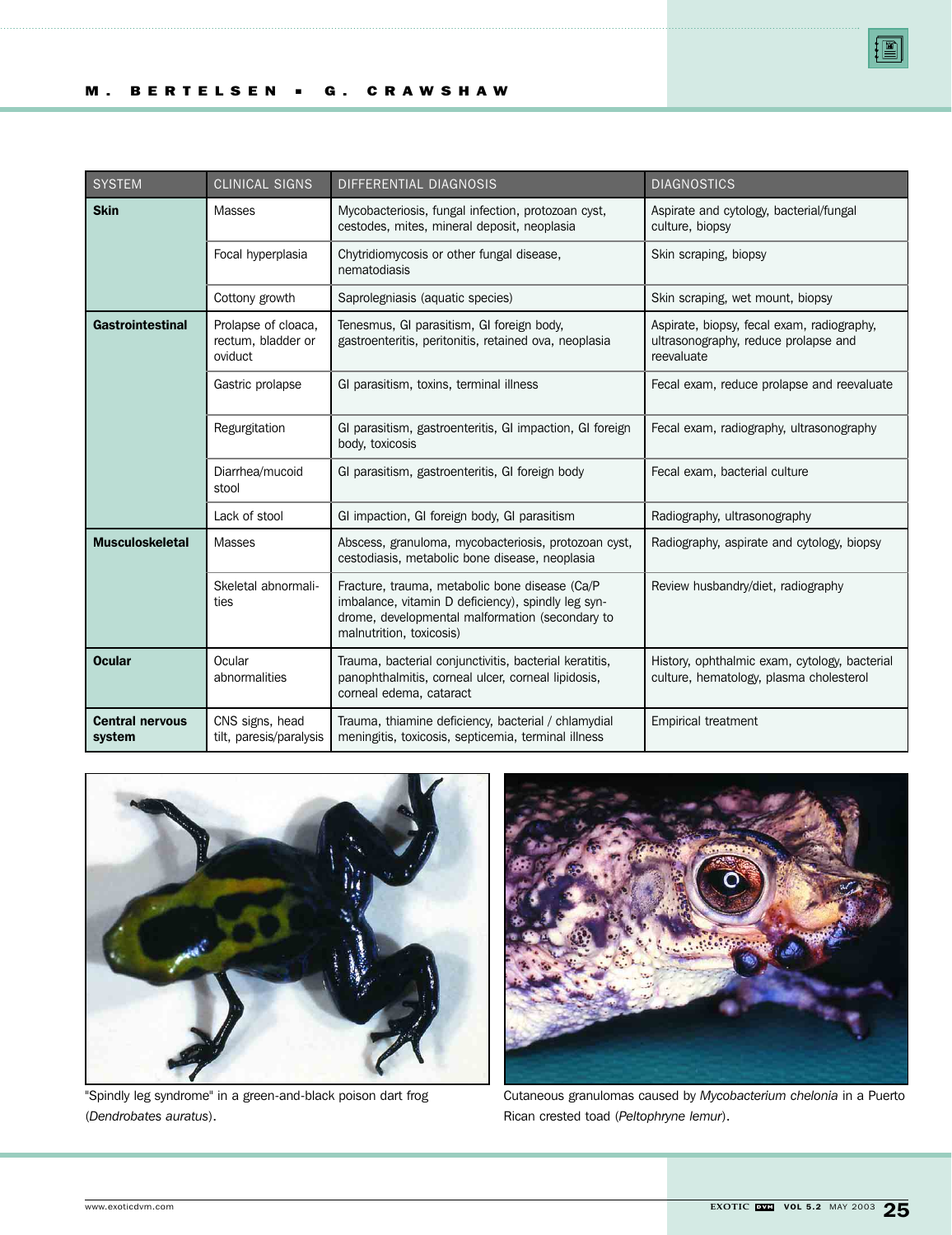| SYSTEM | CLINICAL SIGNS | DIFFERENTIAL DIAGNOSIS | DIAGNOSTICS |
|---|---|---|---|
| **Skin** | Masses | Mycobacteriosis, fungal infection, protozoan cyst, cestodes, mites, mineral deposit, neoplasia | Aspirate and cytology, bacterial/fungal culture, biopsy |
| | Focal hyperplasia | Chytridiomycosis or other fungal disease, nematodiasis | Skin scraping, biopsy |
| | Cottony growth | Saprolegniasis (aquatic species) | Skin scraping, wet mount, biopsy |
| **Gastrointestinal** | Prolapse of cloaca, rectum, bladder or oviduct | Tenesmus, GI parasitism, GI foreign body, gastroenteritis, peritonitis, retained ova, neoplasia | Aspirate, biopsy, fecal exam, radiography, ultrasonography, reduce prolapse and reevaluate |
| | Gastric prolapse | GI parasitism, toxins, terminal illness | Fecal exam, reduce prolapse and reevaluate |
| | Regurgitation | GI parasitism, gastroenteritis, GI impaction, GI foreign body, toxicosis | Fecal exam, radiography, ultrasonography |
| | Diarrhea/mucoid stool | GI parasitism, gastroenteritis, GI foreign body | Fecal exam, bacterial culture |
| | Lack of stool | GI impaction, GI foreign body, GI parasitism | Radiography, ultrasonography |
| **Musculoskeletal** | Masses | Abscess, granuloma, mycobacteriosis, protozoan cyst, cestodiasis, metabolic bone disease, neoplasia | Radiography, aspirate and cytology, biopsy |
| | Skeletal abnormalities | Fracture, trauma, metabolic bone disease (Ca/P imbalance, vitamin D deficiency), spindly leg syndrome, developmental malformation (secondary to malnutrition, toxicosis) | Review husbandry/diet, radiography |
| **Ocular** | Ocular abnormalities | Trauma, bacterial conjunctivitis, bacterial keratitis, panophthalmitis, corneal ulcer, corneal lipidosis, corneal edema, cataract | History, ophthalmic exam, cytology, bacterial culture, hematology, plasma cholesterol |
| **Central nervous system** | CNS signs, head tilt, paresis/paralysis | Trauma, thiamine deficiency, bacterial / chlamydial meningitis, toxicosis, septicemia, terminal illness | Empirical treatment |

"Spindly leg syndrome" in a green-and-black poison dart frog (*Dendrobates auratus*).

Cutaneous granulomas caused by *Mycobacterium chelonia* in a Puerto Rican crested toad (*Peltophryne lemur*).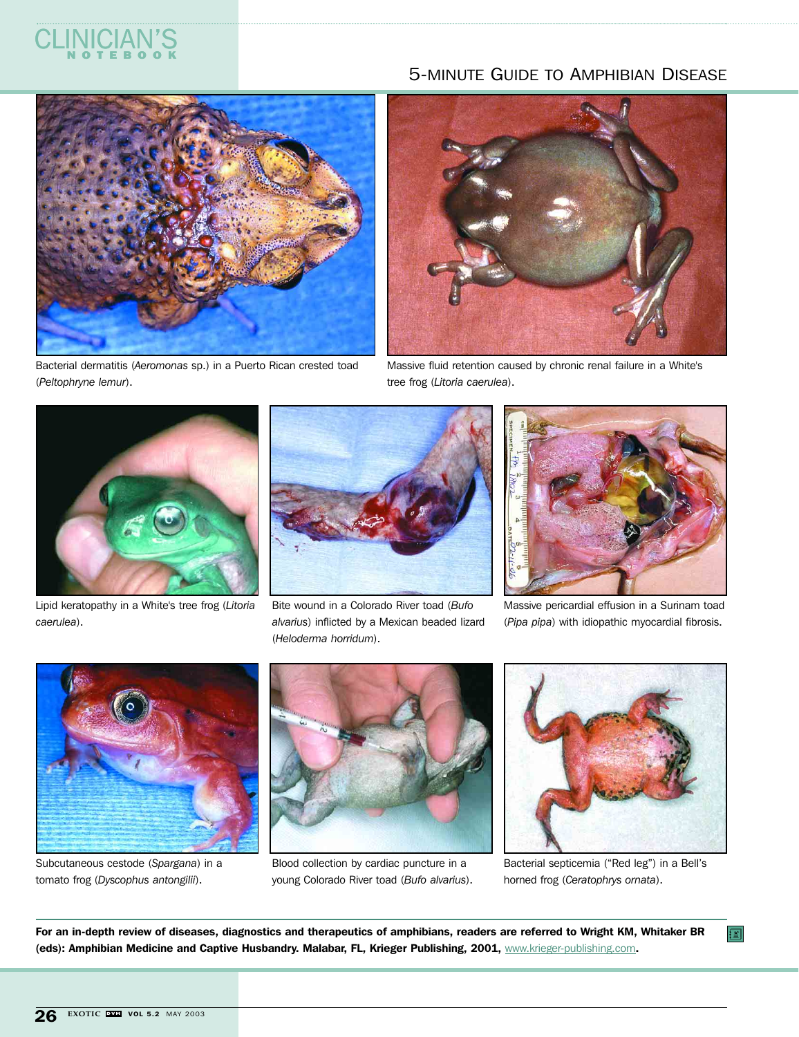## 5-Minute Guide to Amphibian Disease

Bacterial dermatitis (*Aeromonas* sp.) in a Puerto Rican crested toad (*Peltophryne lemur*).

Massive fluid retention caused by chronic renal failure in a White's tree frog (*Litoria caerulea*).

Lipid keratopathy in a White's tree frog (*Litoria caerulea*).

Bite wound in a Colorado River toad (*Bufo alvarius*) inflicted by a Mexican beaded lizard (*Heloderma horridum*).

Massive pericardial effusion in a Surinam toad (*Pipa pipa*) with idiopathic myocardial fibrosis.

Subcutaneous cestode (*Spargana*) in a tomato frog (*Dyscophus antongilii*).

Blood collection by cardiac puncture in a young Colorado River toad (*Bufo alvarius*).

Bacterial septicemia ("Red leg") in a Bell's horned frog (*Ceratophrys ornata*).

**For an in-depth review of diseases, diagnostics and therapeutics of amphibians, readers are referred to Wright KM, Whitaker BR (eds): Amphibian Medicine and Captive Husbandry. Malabar, FL, Krieger Publishing, 2001, www.krieger-publishing.com.**